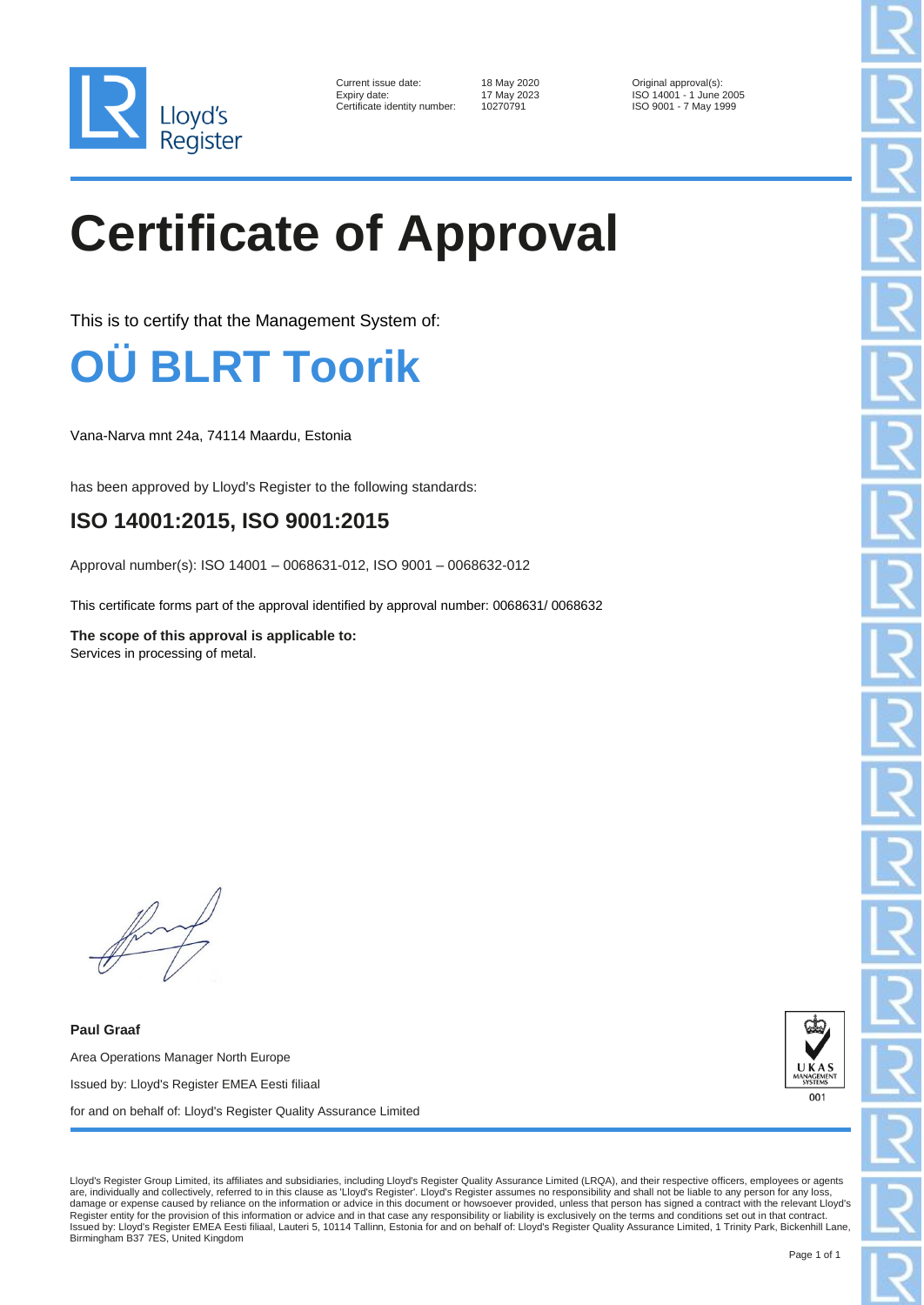Lloyd's Register

Current issue date: 18 May 2020
Expiry date: 17 May 2023
Certificate identity number: 10270791

Original approval(s):
ISO 14001 - 1 June 2005
ISO 9001 - 7 May 1999

# Certificate of Approval

This is to certify that the Management System of:

## OÜ BLRT Toorik

Vana-Narva mnt 24a, 74114 Maardu, Estonia

has been approved by Lloyd's Register to the following standards:

### ISO 14001:2015, ISO 9001:2015

Approval number(s): ISO 14001 – 0068631-012, ISO 9001 – 0068632-012

This certificate forms part of the approval identified by approval number: 0068631/ 0068632

**The scope of this approval is applicable to:**
Services in processing of metal.

**Paul Graaf**

Area Operations Manager North Europe

Issued by: Lloyd's Register EMEA Eesti filiaal

for and on behalf of: Lloyd's Register Quality Assurance Limited

UKAS MANAGEMENT SYSTEMS 001

Lloyd's Register Group Limited, its affiliates and subsidiaries, including Lloyd's Register Quality Assurance Limited (LRQA), and their respective officers, employees or agents are, individually and collectively, referred to in this clause as 'Lloyd's Register'. Lloyd's Register assumes no responsibility and shall not be liable to any person for any loss, damage or expense caused by reliance on the information or advice in this document or howsoever provided, unless that person has signed a contract with the relevant Lloyd's Register entity for the provision of this information or advice and in that case any responsibility or liability is exclusively on the terms and conditions set out in that contract.
Issued by: Lloyd's Register EMEA Eesti filiaal, Lauteri 5, 10114 Tallinn, Estonia for and on behalf of: Lloyd's Register Quality Assurance Limited, 1 Trinity Park, Bickenhill Lane, Birmingham B37 7ES, United Kingdom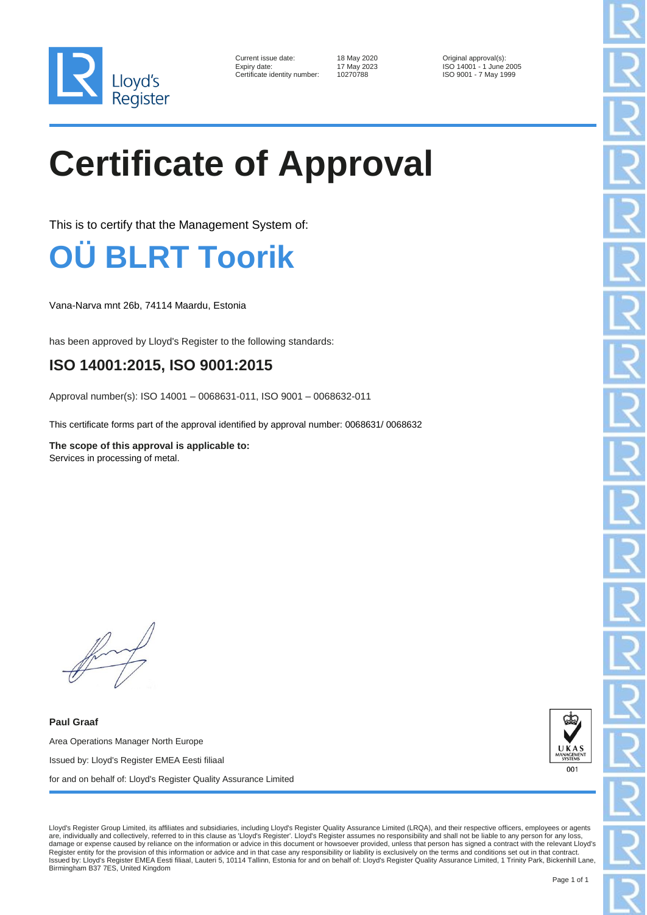| | | |
|---|---|---|
| Current issue date: | 18 May 2020 | Original approval(s): |
| Expiry date: | 17 May 2023 | ISO 14001 - 1 June 2005 |
| Certificate identity number: | 10270788 | ISO 9001 - 7 May 1999 |

# Certificate of Approval

This is to certify that the Management System of:

## OÜ BLRT Toorik

Vana-Narva mnt 26b, 74114 Maardu, Estonia

has been approved by Lloyd's Register to the following standards:

## ISO 14001:2015, ISO 9001:2015

Approval number(s): ISO 14001 – 0068631-011, ISO 9001 – 0068632-011

This certificate forms part of the approval identified by approval number: 0068631/ 0068632

**The scope of this approval is applicable to:**
Services in processing of metal.

**Paul Graaf**

Area Operations Manager North Europe

Issued by: Lloyd's Register EMEA Eesti filiaal

for and on behalf of: Lloyd's Register Quality Assurance Limited

UKAS MANAGEMENT SYSTEMS 001

Lloyd's Register Group Limited, its affiliates and subsidiaries, including Lloyd's Register Quality Assurance Limited (LRQA), and their respective officers, employees or agents are, individually and collectively, referred to in this clause as 'Lloyd's Register'. Lloyd's Register assumes no responsibility and shall not be liable to any person for any loss, damage or expense caused by reliance on the information or advice in this document or howsoever provided, unless that person has signed a contract with the relevant Lloyd's Register entity for the provision of this information or advice and in that case any responsibility or liability is exclusively on the terms and conditions set out in that contract.
Issued by: Lloyd's Register EMEA Eesti filiaal, Lauteri 5, 10114 Tallinn, Estonia for and on behalf of: Lloyd's Register Quality Assurance Limited, 1 Trinity Park, Bickenhill Lane, Birmingham B37 7ES, United Kingdom